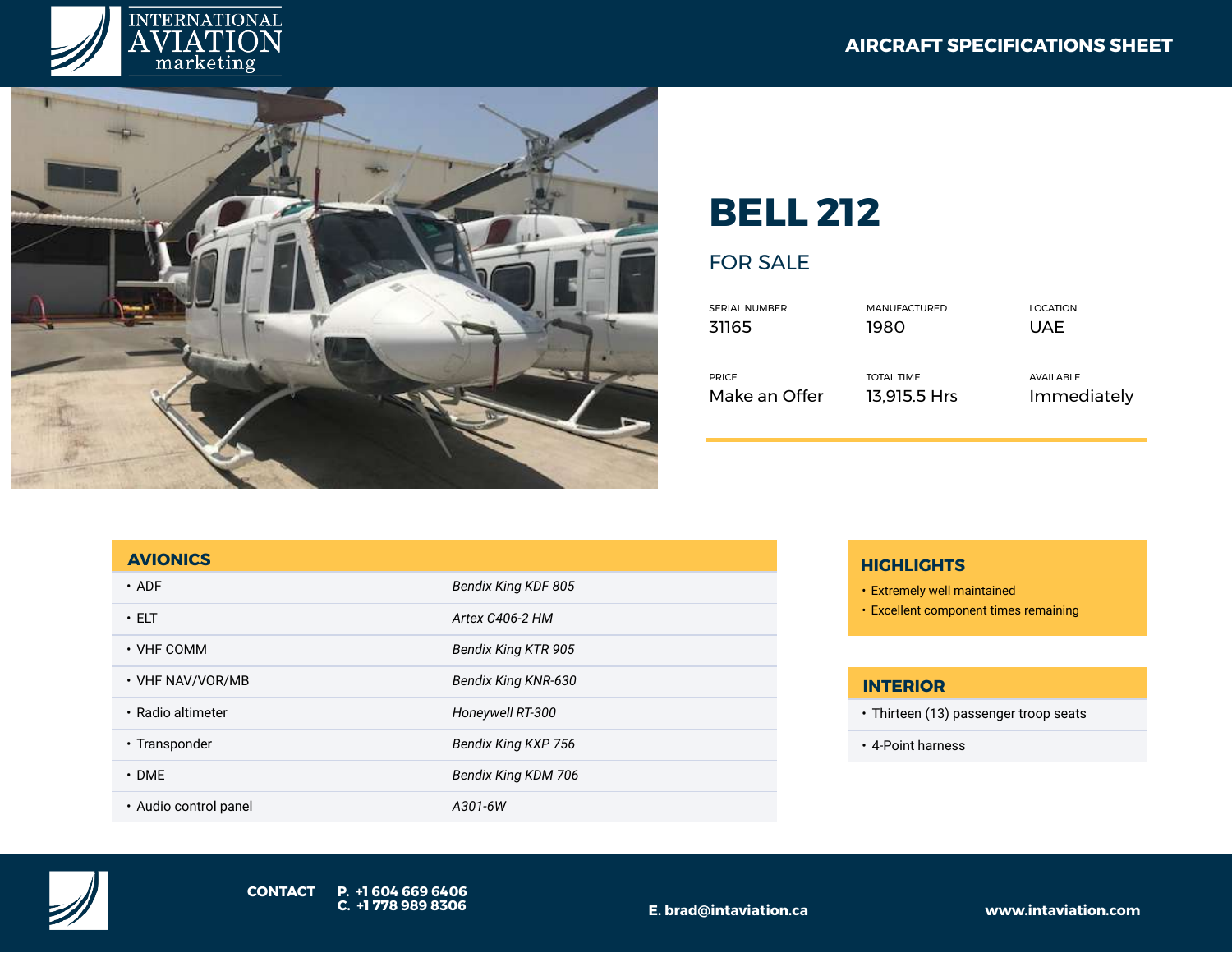INTERNATIONAL AVIATION marketing

AIRCRAFT SPECIFICATIONS SHEET

# BELL 212

## FOR SALE

| SERIAL NUMBER | MANUFACTURED | LOCATION |
| --- | --- | --- |
| 31165 | 1980 | UAE |
| **PRICE** | **TOTAL TIME** | **AVAILABLE** |
| Make an Offer | 13,915.5 Hrs | Immediately |

## AVIONICS

| | |
| --- | --- |
| ADF | *Bendix King KDF 805* |
| ELT | *Artex C406-2 HM* |
| VHF COMM | *Bendix King KTR 905* |
| VHF NAV/VOR/MB | *Bendix King KNR-630* |
| Radio altimeter | *Honeywell RT-300* |
| Transponder | *Bendix King KXP 756* |
| DME | *Bendix King KDM 706* |
| Audio control panel | *A301-6W* |

## HIGHLIGHTS

- Extremely well maintained
- Excellent component times remaining

## INTERIOR

- Thirteen (13) passenger troop seats
- 4-Point harness

**CONTACT** **P. +1 604 669 6406** **C. +1 778 989 8306**

**E. brad@intaviation.ca**

**www.intaviation.com**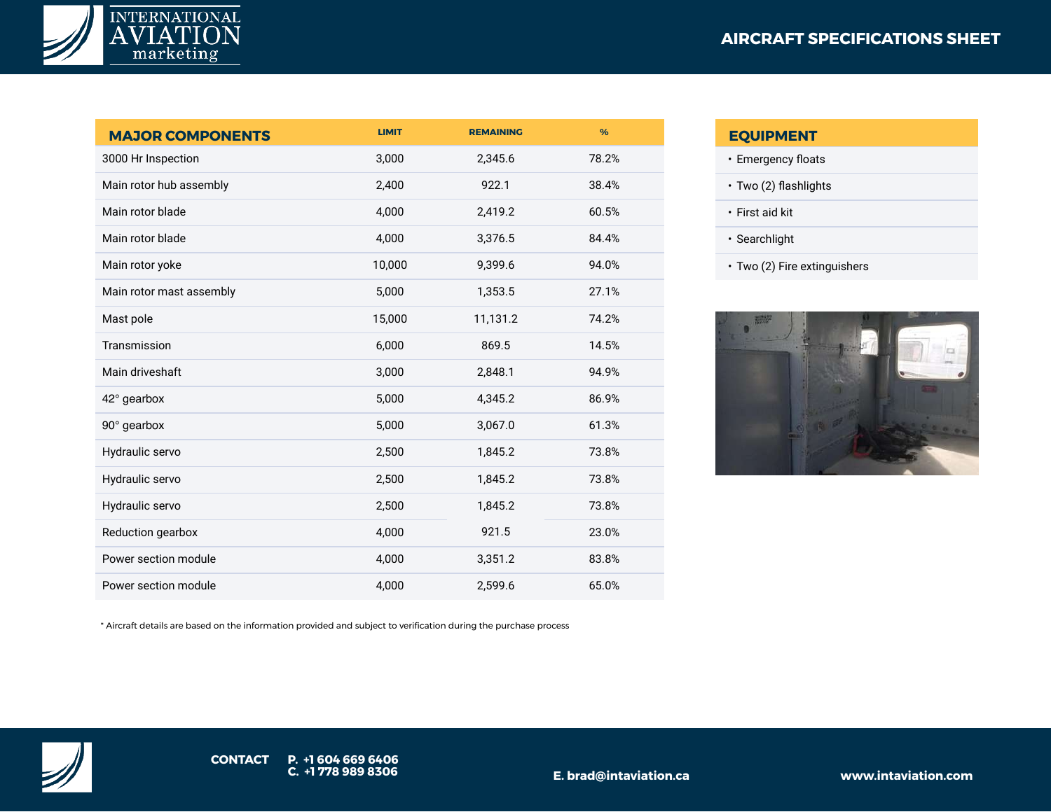## MAJOR COMPONENTS

| MAJOR COMPONENTS | LIMIT | REMAINING | % |
|---|---|---|---|
| 3000 Hr Inspection | 3,000 | 2,345.6 | 78.2% |
| Main rotor hub assembly | 2,400 | 922.1 | 38.4% |
| Main rotor blade | 4,000 | 2,419.2 | 60.5% |
| Main rotor blade | 4,000 | 3,376.5 | 84.4% |
| Main rotor yoke | 10,000 | 9,399.6 | 94.0% |
| Main rotor mast assembly | 5,000 | 1,353.5 | 27.1% |
| Mast pole | 15,000 | 11,131.2 | 74.2% |
| Transmission | 6,000 | 869.5 | 14.5% |
| Main driveshaft | 3,000 | 2,848.1 | 94.9% |
| 42° gearbox | 5,000 | 4,345.2 | 86.9% |
| 90° gearbox | 5,000 | 3,067.0 | 61.3% |
| Hydraulic servo | 2,500 | 1,845.2 | 73.8% |
| Hydraulic servo | 2,500 | 1,845.2 | 73.8% |
| Hydraulic servo | 2,500 | 1,845.2 | 73.8% |
| Reduction gearbox | 4,000 | 921.5 | 23.0% |
| Power section module | 4,000 | 3,351.2 | 83.8% |
| Power section module | 4,000 | 2,599.6 | 65.0% |

* Aircraft details are based on the information provided and subject to verification during the purchase process

## EQUIPMENT

- Emergency floats
- Two (2) flashlights
- First aid kit
- Searchlight
- Two (2) Fire extinguishers

**CONTACT** P. +1 604 669 6406
C. +1 778 989 8306

E. brad@intaviation.ca

www.intaviation.com